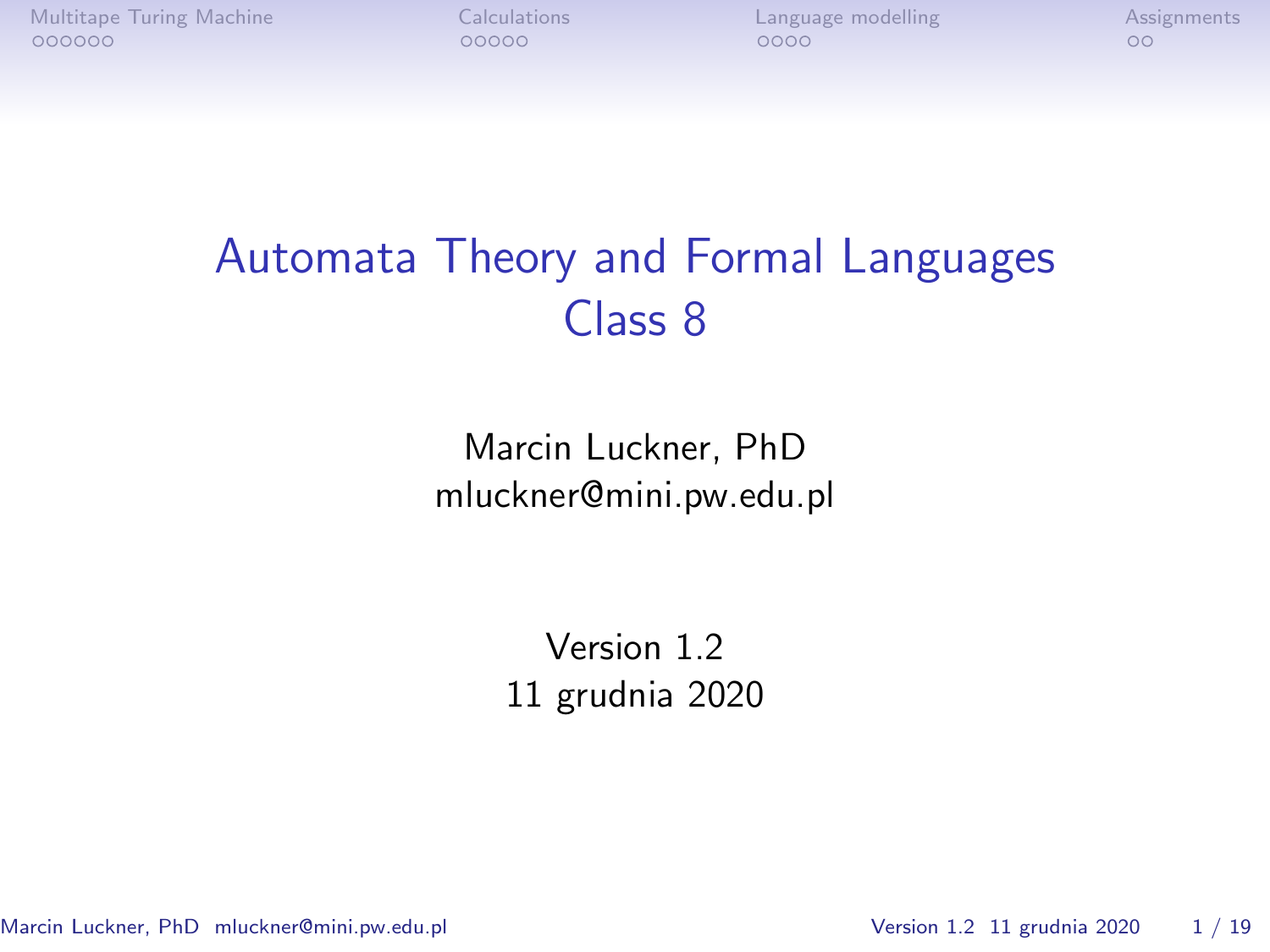# Automata Theory and Formal Languages
## Class 8

Marcin Luckner, PhD
mluckner@mini.pw.edu.pl

Version 1.2
11 grudnia 2020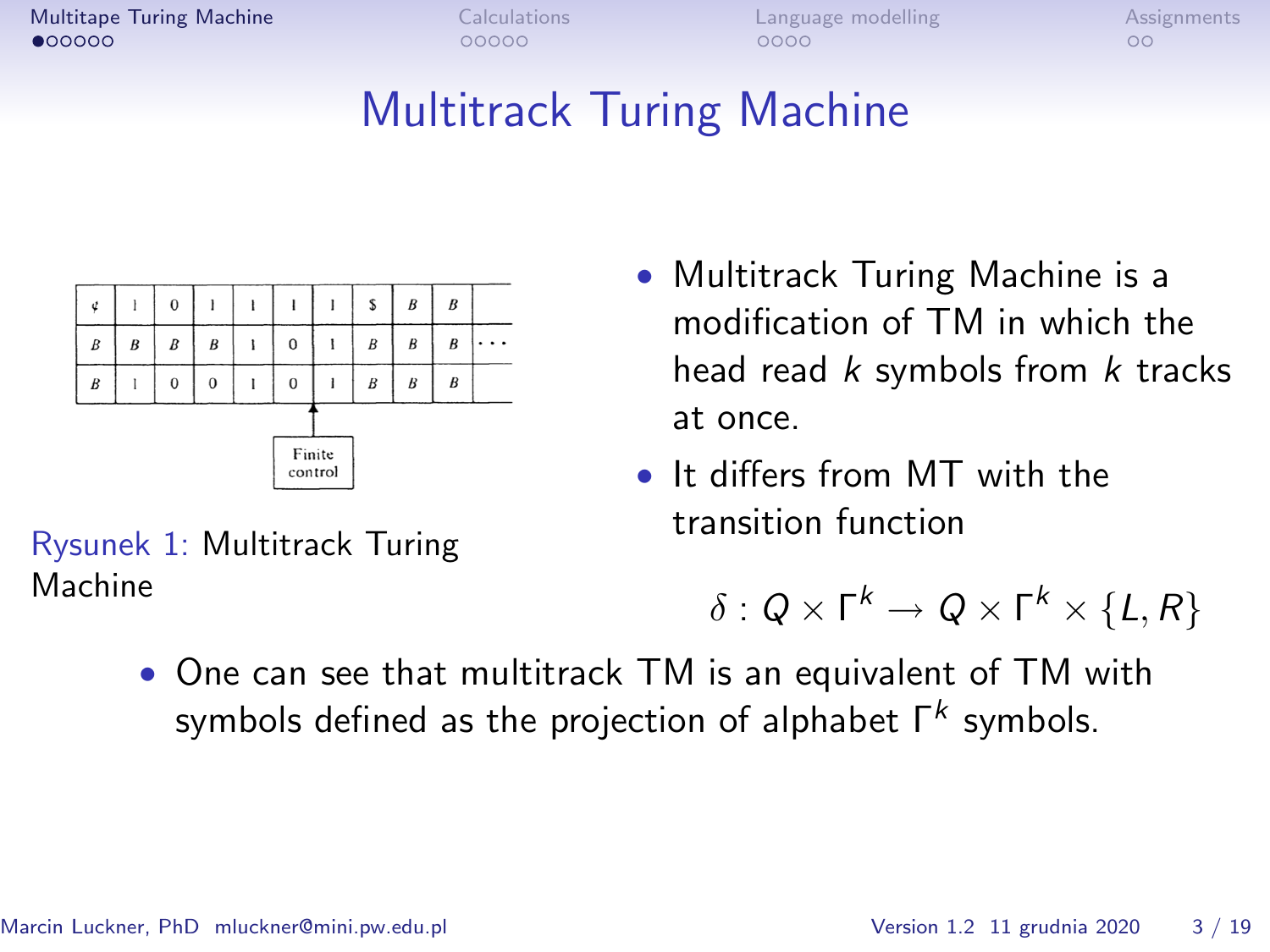# Multitrack Turing Machine

| ¢ | 1 | 0 | 1 | 1 | 1 | 1 | $ | B | B | |
|---|---|---|---|---|---|---|---|---|---|---|
| B | B | B | B | 1 | 0 | 1 | B | B | B | ... |
| B | 1 | 0 | 0 | 1 | 0 | 1 | B | B | B | |

Finite control

Rysunek 1: Multitrack Turing Machine

- Multitrack Turing Machine is a modification of TM in which the head read $k$ symbols from $k$ tracks at once.
- It differs from MT with the transition function

$$\delta : Q \times \Gamma^k \rightarrow Q \times \Gamma^k \times \{L, R\}$$

- One can see that multitrack TM is an equivalent of TM with symbols defined as the projection of alphabet $\Gamma^k$ symbols.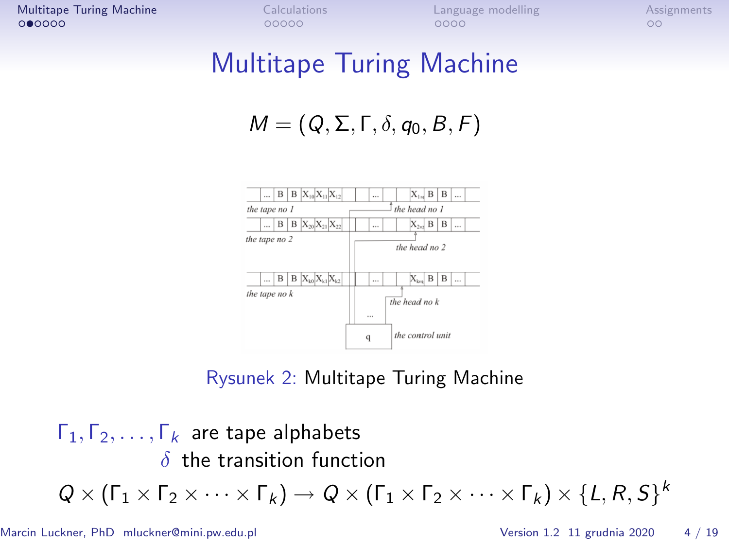# Multitape Turing Machine

$$M = (Q, \Sigma, \Gamma, \delta, q_0, B, F)$$

Rysunek 2: Multitape Turing Machine

$\Gamma_1, \Gamma_2, \ldots, \Gamma_k$ are tape alphabets

$\delta$ the transition function

$$Q \times (\Gamma_1 \times \Gamma_2 \times \cdots \times \Gamma_k) \rightarrow Q \times (\Gamma_1 \times \Gamma_2 \times \cdots \times \Gamma_k) \times \{L, R, S\}^k$$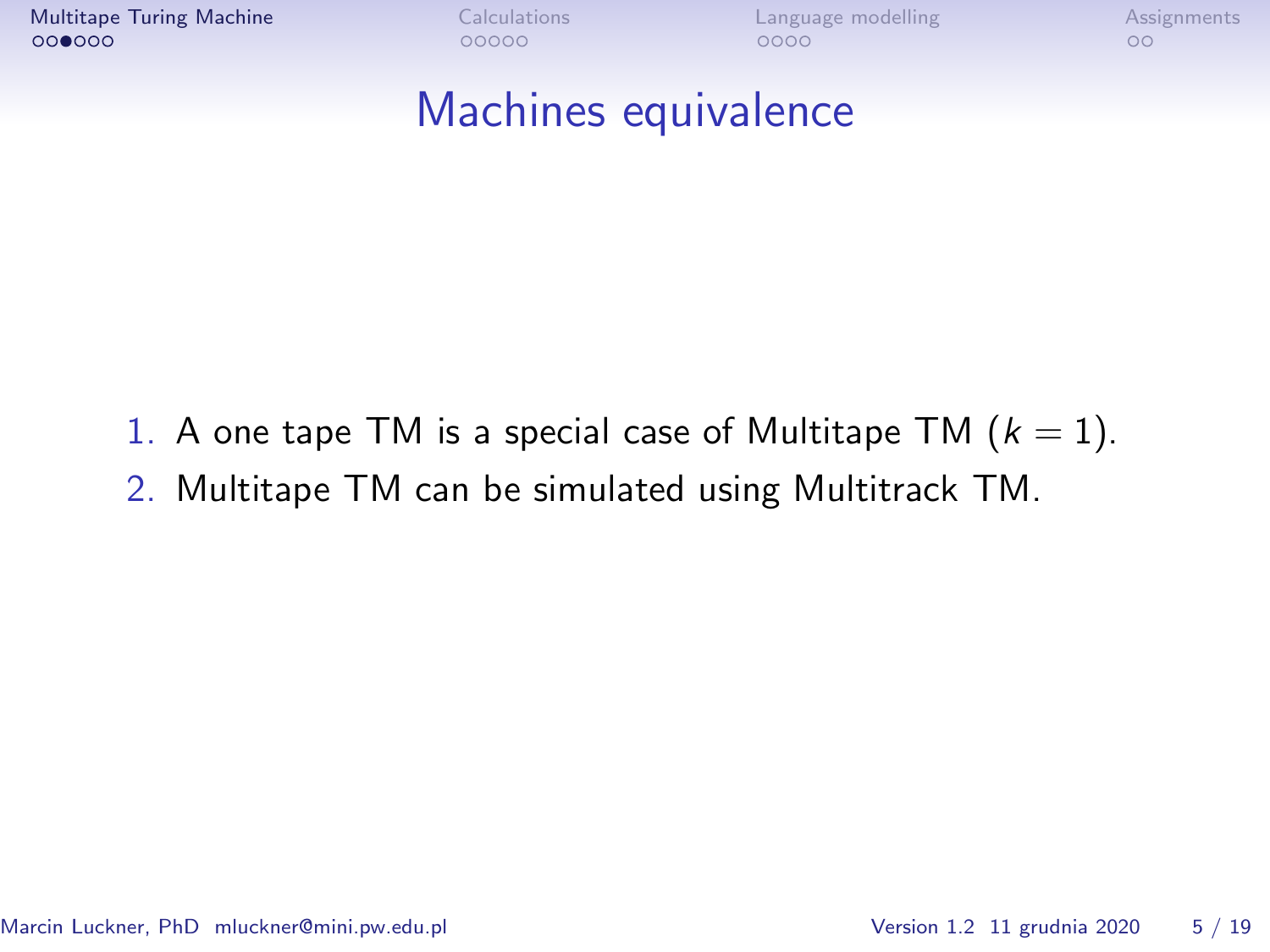# Machines equivalence

1. A one tape TM is a special case of Multitape TM ($k = 1$).
2. Multitape TM can be simulated using Multitrack TM.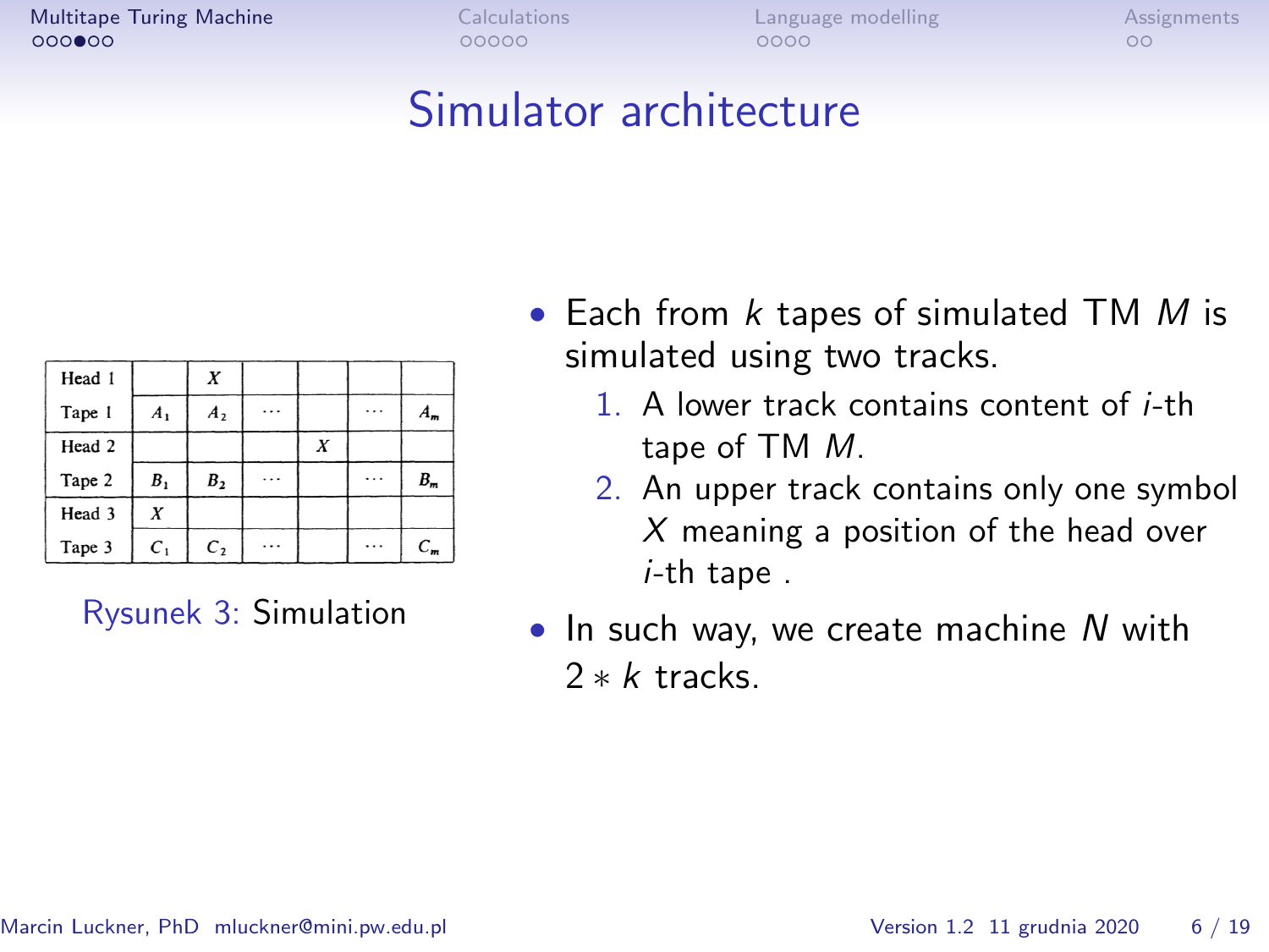# Simulator architecture

| Head 1 |  | $X$ |  |  |  |  |
|---|---|---|---|---|---|---|
| Tape 1 | $A_1$ | $A_2$ | $\cdots$ |  | $\cdots$ | $A_m$ |
| Head 2 |  |  |  | $X$ |  |  |
| Tape 2 | $B_1$ | $B_2$ | $\cdots$ |  | $\cdots$ | $B_m$ |
| Head 3 | $X$ |  |  |  |  |  |
| Tape 3 | $C_1$ | $C_2$ | $\cdots$ |  | $\cdots$ | $C_m$ |

Rysunek 3: Simulation

- Each from $k$ tapes of simulated TM $M$ is simulated using two tracks.
  1. A lower track contains content of $i$-th tape of TM $M$.
  2. An upper track contains only one symbol $X$ meaning a position of the head over $i$-th tape .
- In such way, we create machine $N$ with $2 * k$ tracks.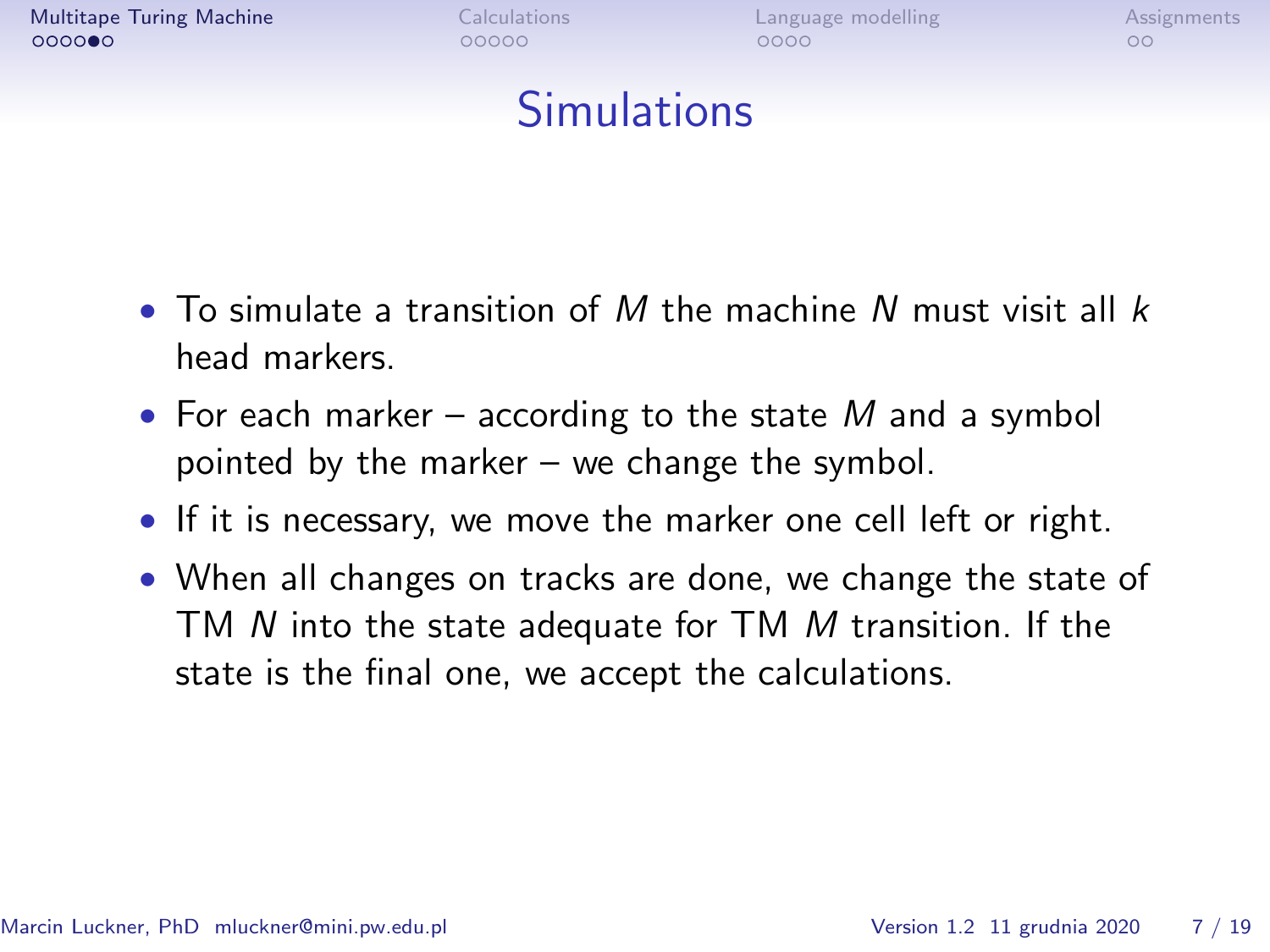# Simulations

- To simulate a transition of $M$ the machine $N$ must visit all $k$ head markers.
- For each marker – according to the state $M$ and a symbol pointed by the marker – we change the symbol.
- If it is necessary, we move the marker one cell left or right.
- When all changes on tracks are done, we change the state of TM $N$ into the state adequate for TM $M$ transition. If the state is the final one, we accept the calculations.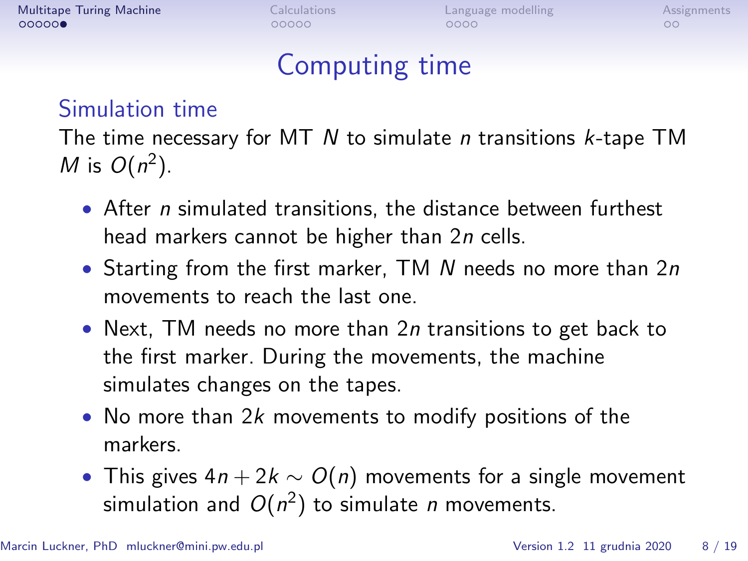# Computing time

## Simulation time

The time necessary for MT $N$ to simulate $n$ transitions $k$-tape TM $M$ is $O(n^2)$.

- After $n$ simulated transitions, the distance between furthest head markers cannot be higher than $2n$ cells.
- Starting from the first marker, TM $N$ needs no more than $2n$ movements to reach the last one.
- Next, TM needs no more than $2n$ transitions to get back to the first marker. During the movements, the machine simulates changes on the tapes.
- No more than $2k$ movements to modify positions of the markers.
- This gives $4n + 2k \sim O(n)$ movements for a single movement simulation and $O(n^2)$ to simulate $n$ movements.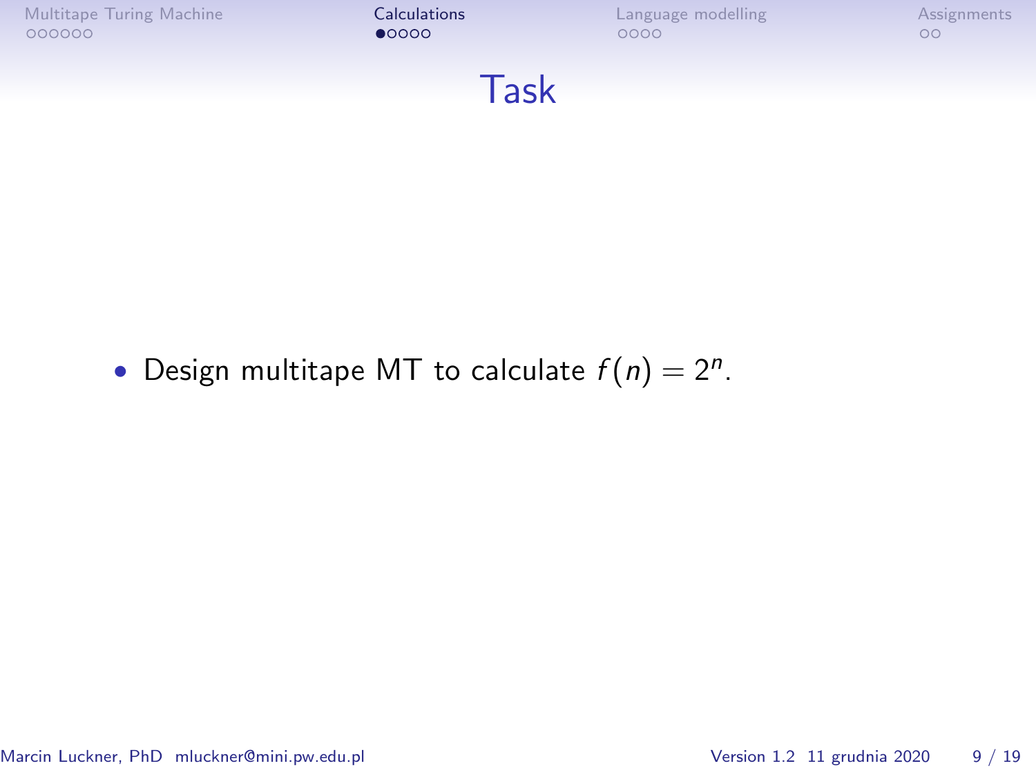# Task

- Design multitape MT to calculate $f(n) = 2^n$.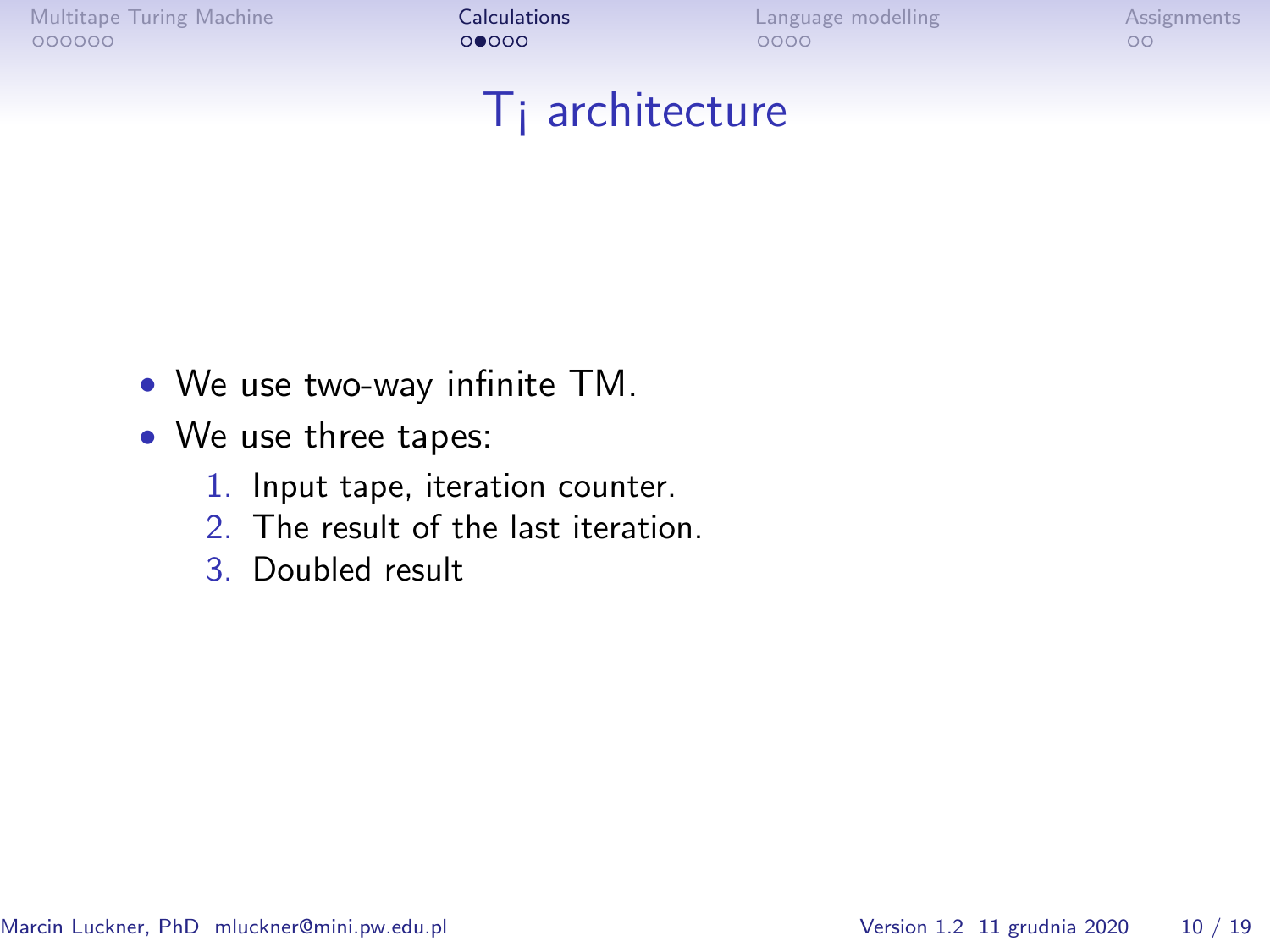# T¡ architecture

- We use two-way infinite TM.
- We use three tapes:
  1. Input tape, iteration counter.
  2. The result of the last iteration.
  3. Doubled result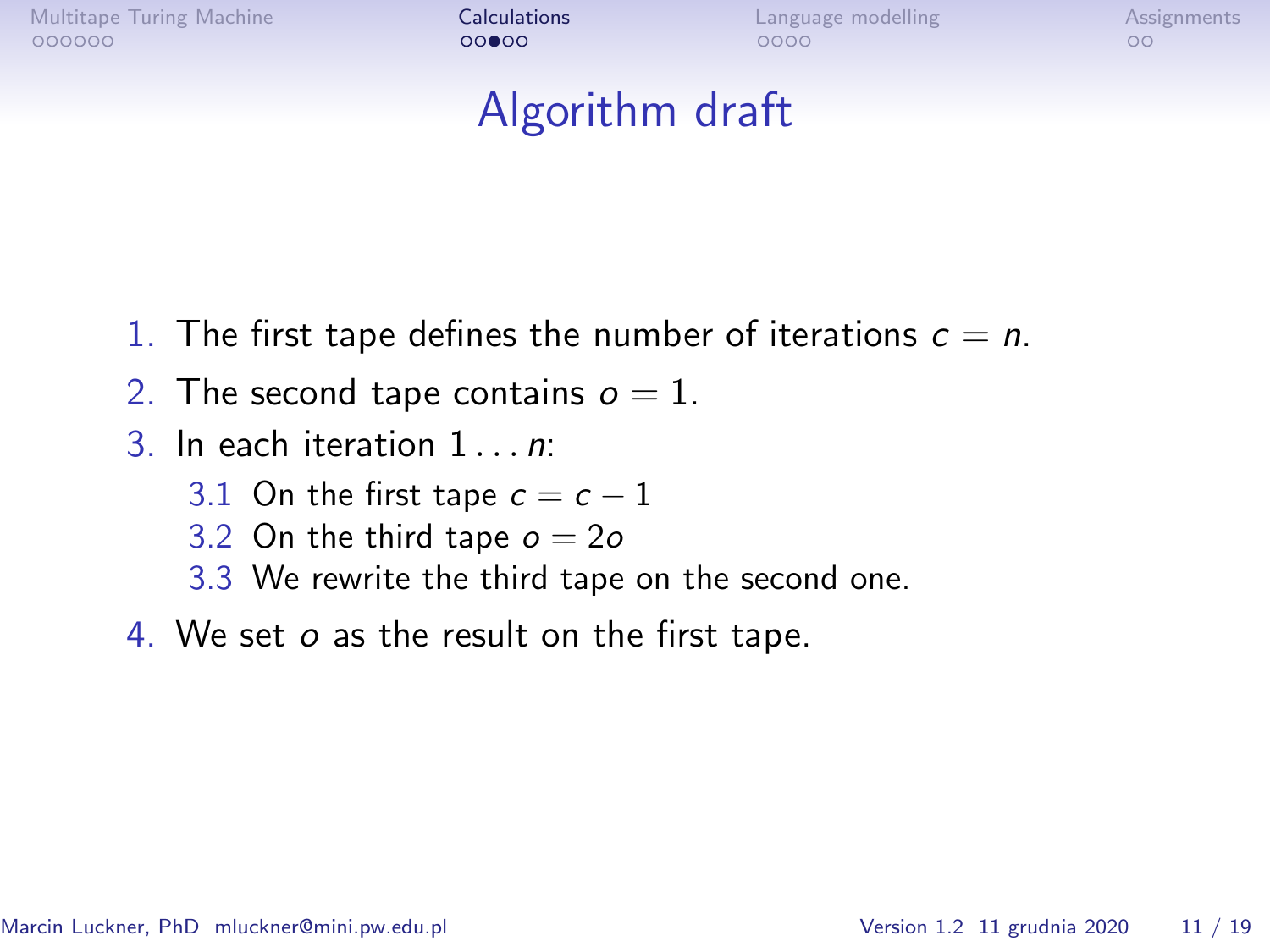# Algorithm draft

1. The first tape defines the number of iterations $c = n$.
2. The second tape contains $o = 1$.
3. In each iteration $1 \dots n$:
   1. On the first tape $c = c - 1$
   2. On the third tape $o = 2o$
   3. We rewrite the third tape on the second one.
4. We set $o$ as the result on the first tape.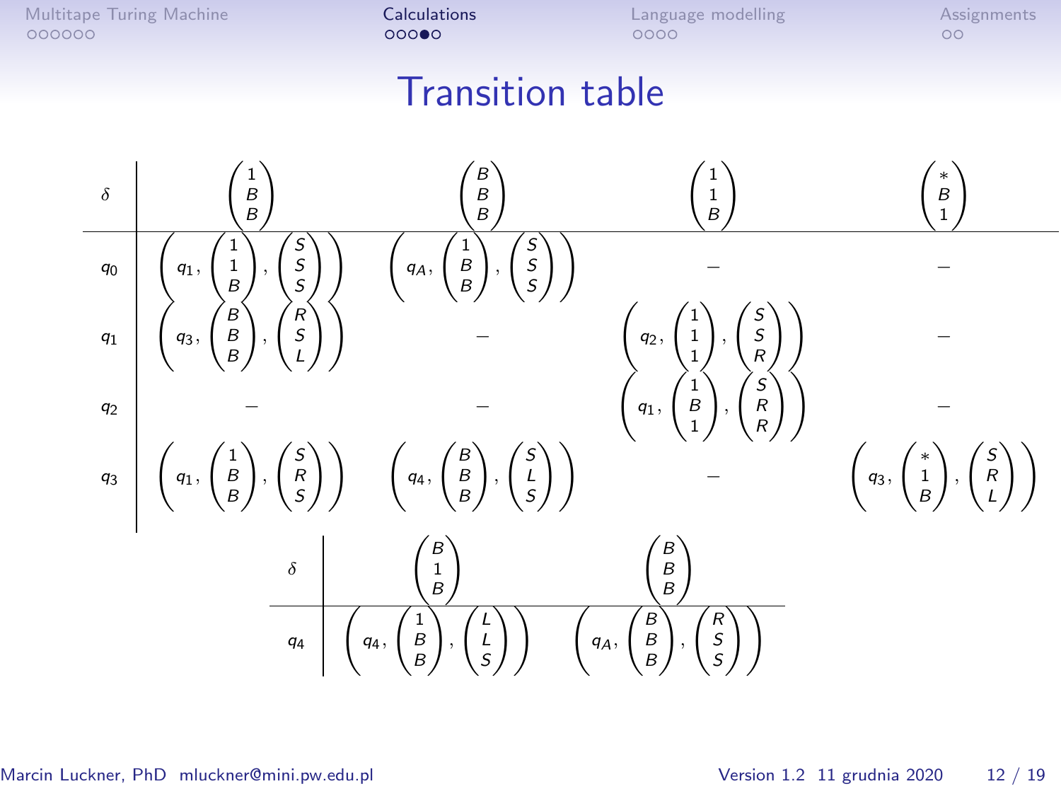# Transition table

| $\delta$ | $\begin{pmatrix}1\\B\\B\end{pmatrix}$ | $\begin{pmatrix}B\\B\\B\end{pmatrix}$ | $\begin{pmatrix}1\\1\\B\end{pmatrix}$ | $\begin{pmatrix}*\\B\\1\end{pmatrix}$ |
|---|---|---|---|---|
| $q_0$ | $\left(q_1, \begin{pmatrix}1\\1\\B\end{pmatrix}, \begin{pmatrix}S\\S\\S\end{pmatrix}\right)$ | $\left(q_A, \begin{pmatrix}1\\B\\B\end{pmatrix}, \begin{pmatrix}S\\S\\S\end{pmatrix}\right)$ | – | – |
| $q_1$ | $\left(q_3, \begin{pmatrix}B\\B\\B\end{pmatrix}, \begin{pmatrix}R\\S\\L\end{pmatrix}\right)$ | – | $\left(q_2, \begin{pmatrix}1\\1\\1\end{pmatrix}, \begin{pmatrix}S\\S\\R\end{pmatrix}\right)$ | – |
| $q_2$ | – | – | $\left(q_1, \begin{pmatrix}1\\B\\1\end{pmatrix}, \begin{pmatrix}S\\R\\R\end{pmatrix}\right)$ | – |
| $q_3$ | $\left(q_1, \begin{pmatrix}1\\B\\B\end{pmatrix}, \begin{pmatrix}S\\R\\S\end{pmatrix}\right)$ | $\left(q_4, \begin{pmatrix}B\\B\\B\end{pmatrix}, \begin{pmatrix}S\\L\\S\end{pmatrix}\right)$ | – | $\left(q_3, \begin{pmatrix}*\\1\\B\end{pmatrix}, \begin{pmatrix}S\\R\\L\end{pmatrix}\right)$ |

| $\delta$ | $\begin{pmatrix}B\\1\\B\end{pmatrix}$ | $\begin{pmatrix}B\\B\\B\end{pmatrix}$ |
|---|---|---|
| $q_4$ | $\left(q_4, \begin{pmatrix}1\\B\\B\end{pmatrix}, \begin{pmatrix}L\\L\\S\end{pmatrix}\right)$ | $\left(q_A, \begin{pmatrix}B\\B\\B\end{pmatrix}, \begin{pmatrix}R\\S\\S\end{pmatrix}\right)$ |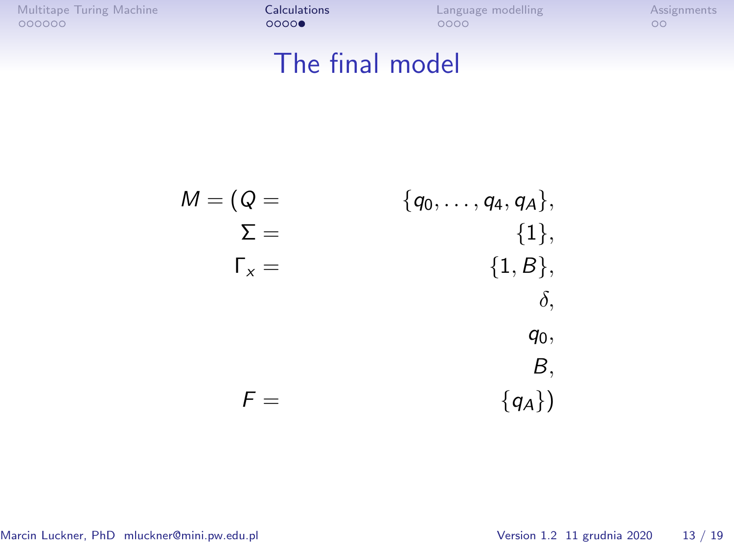# The final model

$$
\begin{aligned}
M = (Q = & \quad \{q_0, \ldots, q_4, q_A\}, \\
\Sigma = & \quad \{1\}, \\
\Gamma_x = & \quad \{1, B\}, \\
& \quad \delta, \\
& \quad q_0, \\
& \quad B, \\
F = & \quad \{q_A\})
\end{aligned}
$$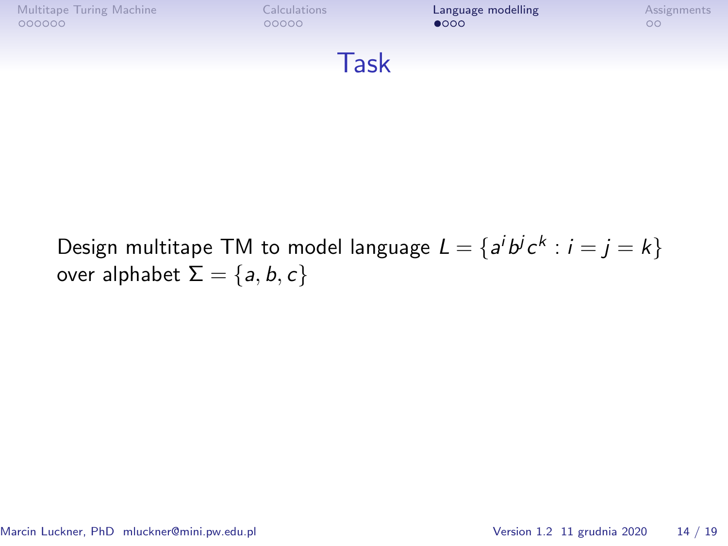# Task

Design multitape TM to model language $L = \{a^i b^j c^k : i = j = k\}$ over alphabet $\Sigma = \{a, b, c\}$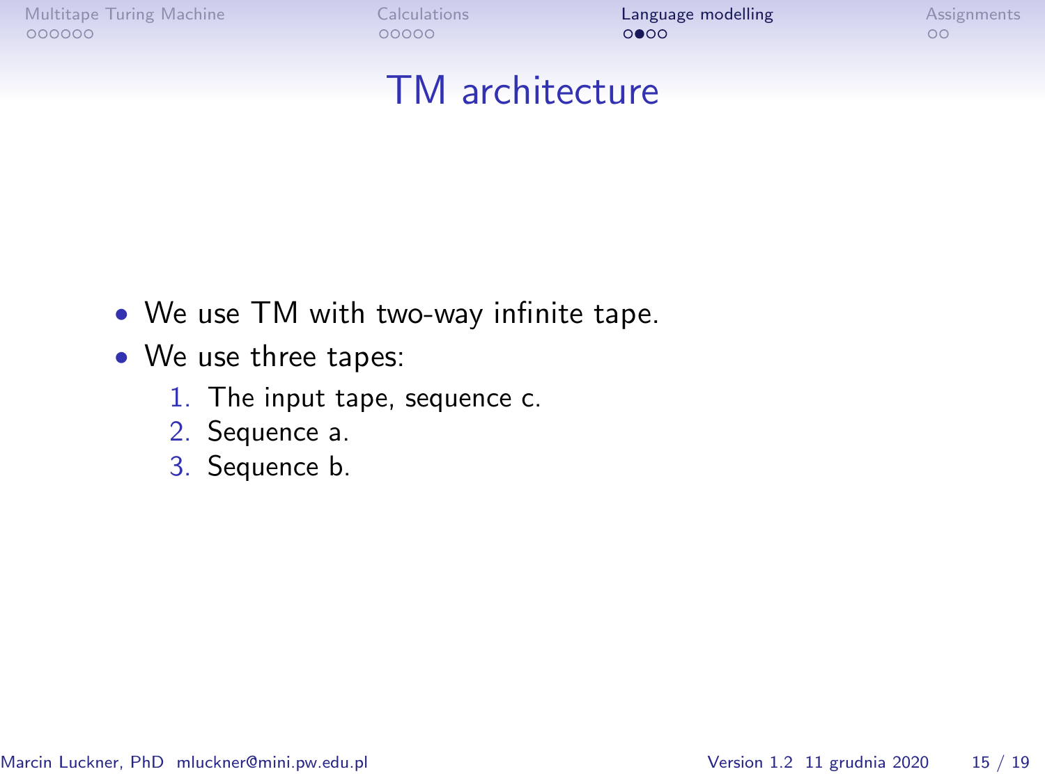# TM architecture

- We use TM with two-way infinite tape.
- We use three tapes:
  1. The input tape, sequence c.
  2. Sequence a.
  3. Sequence b.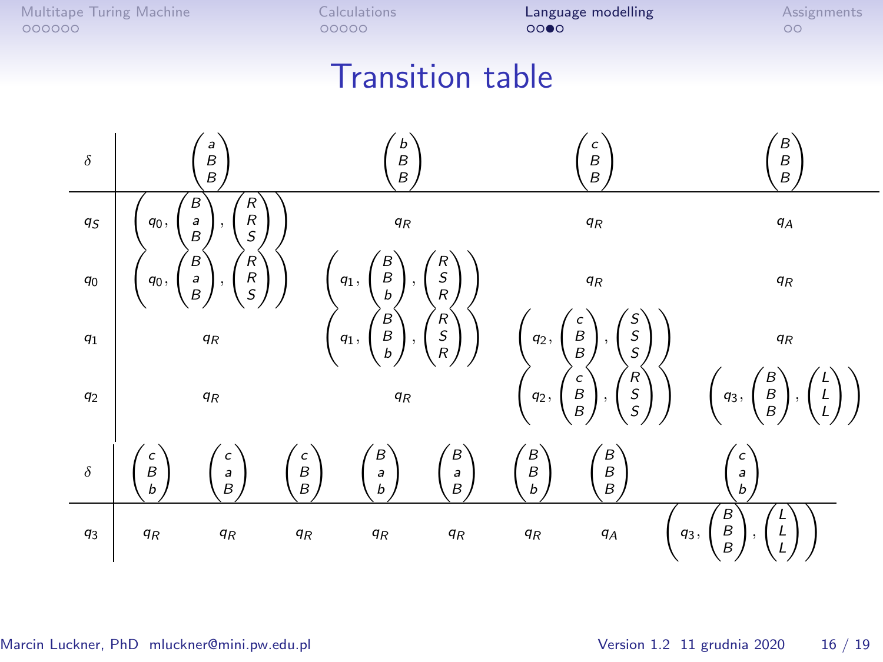# Transition table

| $\delta$ | $\begin{pmatrix} a \\ B \\ B \end{pmatrix}$ | $\begin{pmatrix} b \\ B \\ B \end{pmatrix}$ | $\begin{pmatrix} c \\ B \\ B \end{pmatrix}$ | $\begin{pmatrix} B \\ B \\ B \end{pmatrix}$ |
|---|---|---|---|---|
| $q_S$ | $\left(q_0, \begin{pmatrix} B \\ a \\ B \end{pmatrix}, \begin{pmatrix} R \\ R \\ S \end{pmatrix}\right)$ | $q_R$ | $q_R$ | $q_A$ |
| $q_0$ | $\left(q_0, \begin{pmatrix} B \\ a \\ B \end{pmatrix}, \begin{pmatrix} R \\ R \\ S \end{pmatrix}\right)$ | $\left(q_1, \begin{pmatrix} B \\ B \\ b \end{pmatrix}, \begin{pmatrix} R \\ S \\ R \end{pmatrix}\right)$ | $q_R$ | $q_R$ |
| $q_1$ | $q_R$ | $\left(q_1, \begin{pmatrix} B \\ B \\ b \end{pmatrix}, \begin{pmatrix} R \\ S \\ R \end{pmatrix}\right)$ | $\left(q_2, \begin{pmatrix} c \\ B \\ B \end{pmatrix}, \begin{pmatrix} S \\ S \\ S \end{pmatrix}\right)$ | $q_R$ |
| $q_2$ | $q_R$ | $q_R$ | $\left(q_2, \begin{pmatrix} c \\ B \\ B \end{pmatrix}, \begin{pmatrix} R \\ S \\ S \end{pmatrix}\right)$ | $\left(q_3, \begin{pmatrix} B \\ B \\ B \end{pmatrix}, \begin{pmatrix} L \\ L \\ L \end{pmatrix}\right)$ |

| $\delta$ | $\begin{pmatrix} c \\ B \\ b \end{pmatrix}$ | $\begin{pmatrix} c \\ a \\ B \end{pmatrix}$ | $\begin{pmatrix} c \\ B \\ B \end{pmatrix}$ | $\begin{pmatrix} B \\ a \\ b \end{pmatrix}$ | $\begin{pmatrix} B \\ a \\ B \end{pmatrix}$ | $\begin{pmatrix} B \\ B \\ b \end{pmatrix}$ | $\begin{pmatrix} B \\ B \\ B \end{pmatrix}$ | $\begin{pmatrix} c \\ a \\ b \end{pmatrix}$ |
|---|---|---|---|---|---|---|---|---|
| $q_3$ | $q_R$ | $q_R$ | $q_R$ | $q_R$ | $q_R$ | $q_R$ | $q_A$ | $\left(q_3, \begin{pmatrix} B \\ B \\ B \end{pmatrix}, \begin{pmatrix} L \\ L \\ L \end{pmatrix}\right)$ |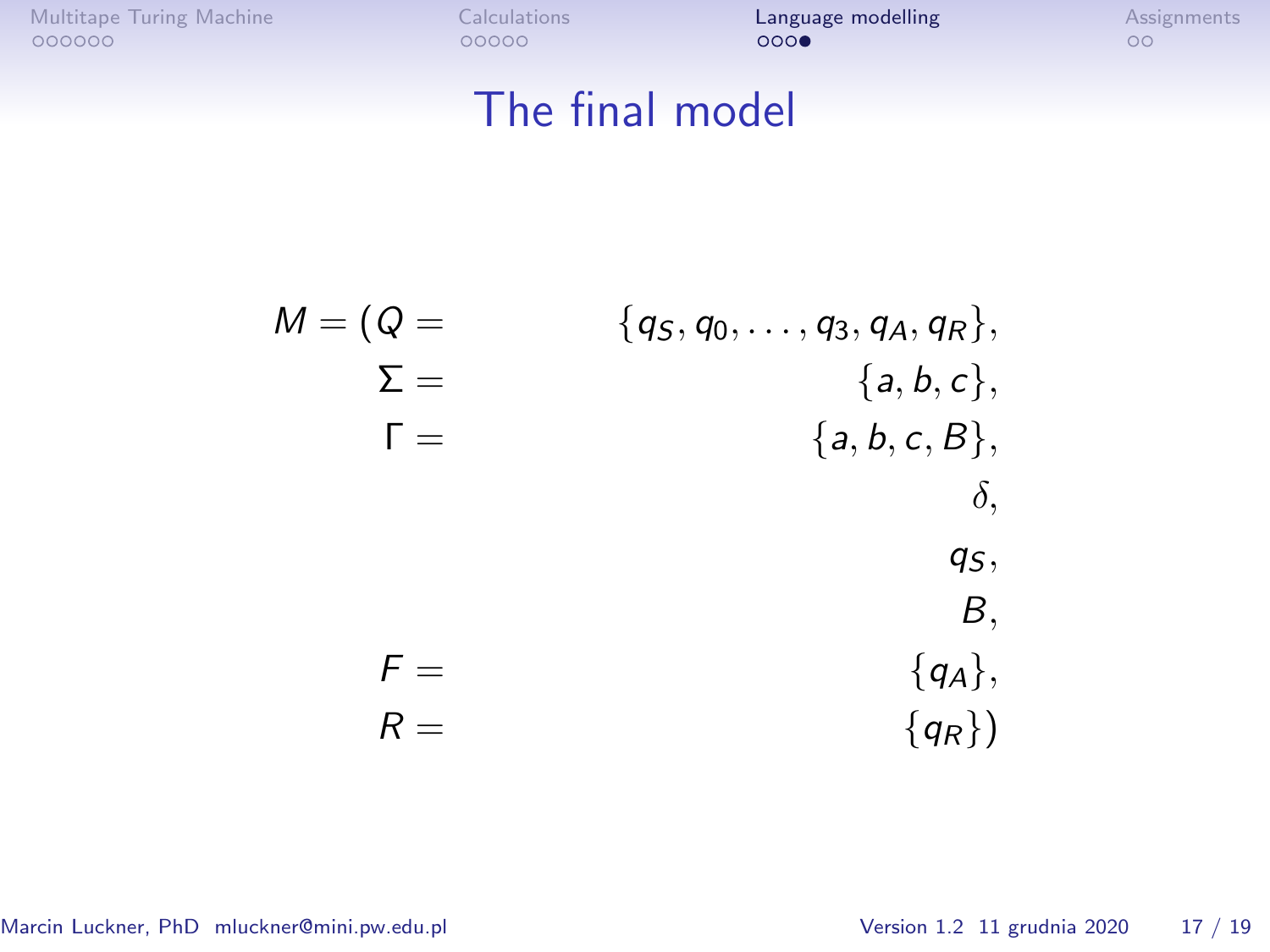# The final model

$$
\begin{aligned}
M = (Q = & \quad \{q_S, q_0, \ldots, q_3, q_A, q_R\}, \\
\Sigma = & \quad \{a, b, c\}, \\
\Gamma = & \quad \{a, b, c, B\}, \\
& \quad \delta, \\
& \quad q_S, \\
& \quad B, \\
F = & \quad \{q_A\}, \\
R = & \quad \{q_R\})
\end{aligned}
$$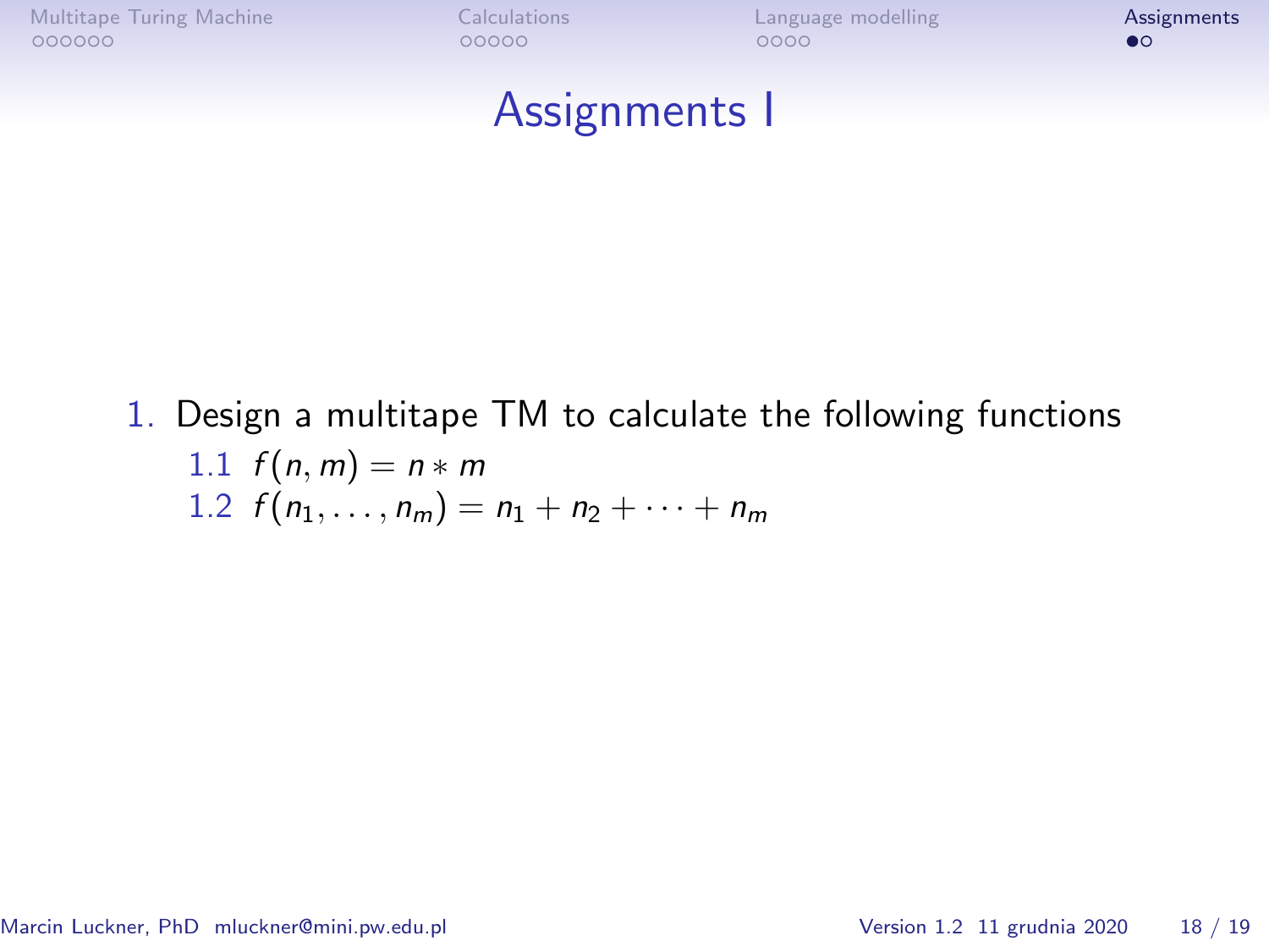# Assignments I

1. Design a multitape TM to calculate the following functions
   1.1 $f(n, m) = n * m$
   1.2 $f(n_1, \ldots, n_m) = n_1 + n_2 + \cdots + n_m$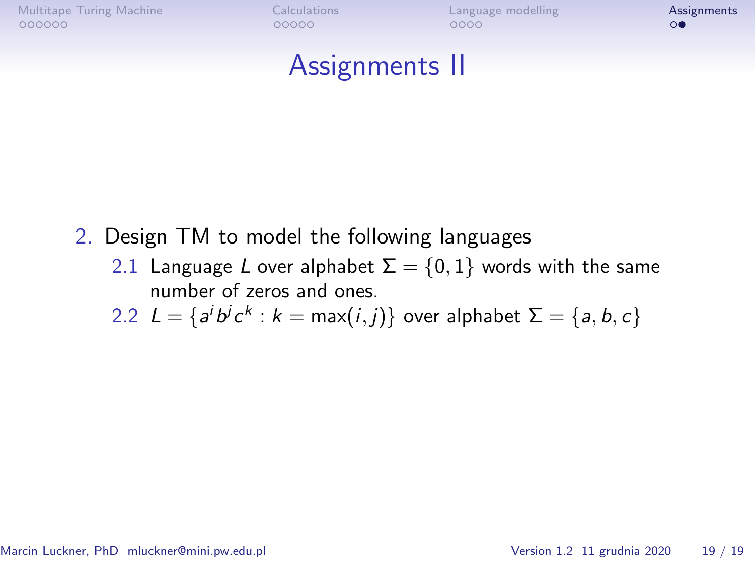# Assignments II

2. Design TM to model the following languages
   2.1 Language $L$ over alphabet $\Sigma = \{0, 1\}$ words with the same number of zeros and ones.
   2.2 $L = \{a^i b^j c^k : k = \max(i, j)\}$ over alphabet $\Sigma = \{a, b, c\}$